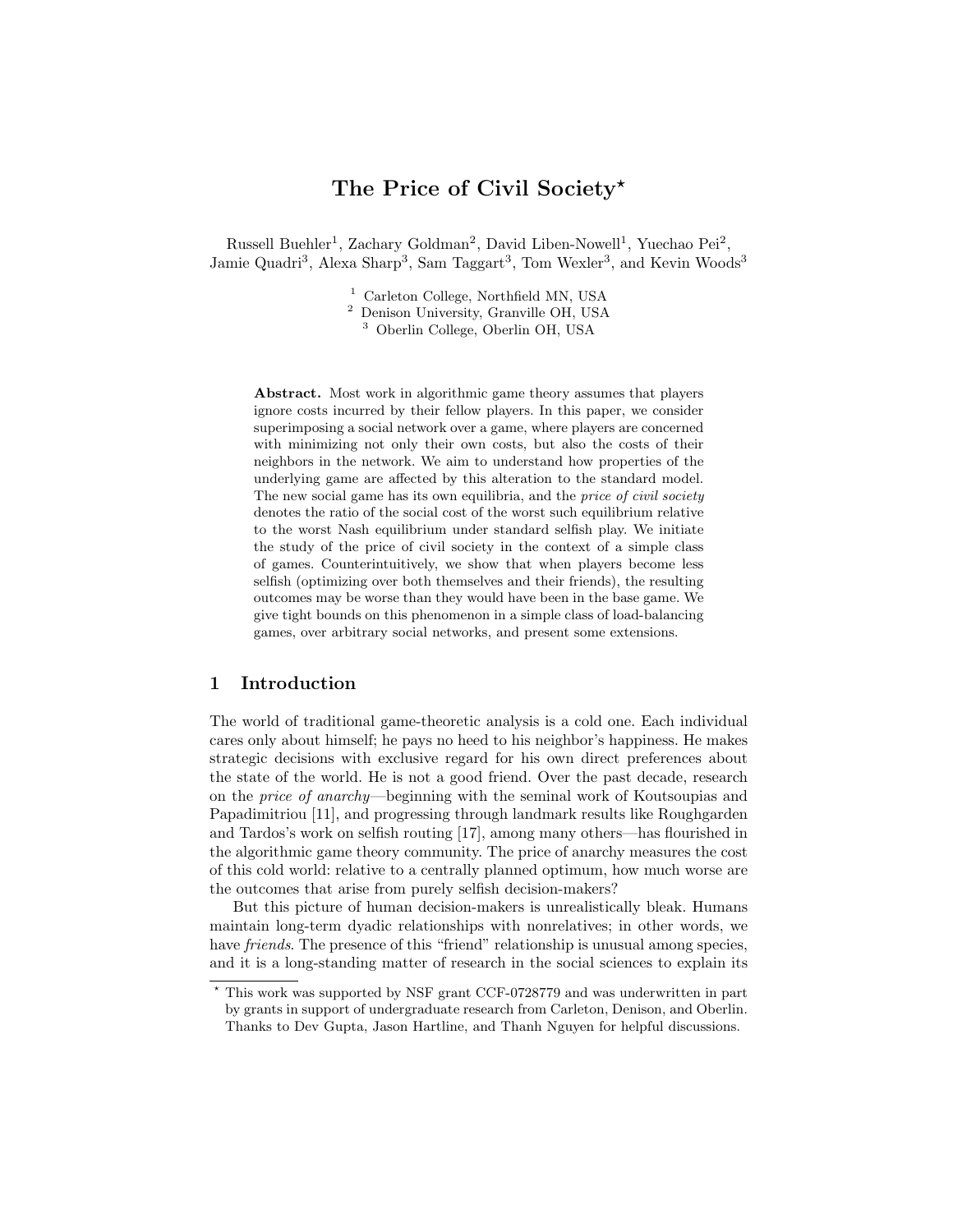# The Price of Civil Society*

Russell Buehler[1], Zachary Goldman[2], David Liben-Nowell[1], Yuechao Pei[2], Jamie Quadri[3], Alexa Sharp[3], Sam Taggart[3], Tom Wexler[3], and Kevin Woods[3]

[1] Carleton College, Northfield MN, USA
[2] Denison University, Granville OH, USA
[3] Oberlin College, Oberlin OH, USA

**Abstract.** Most work in algorithmic game theory assumes that players ignore costs incurred by their fellow players. In this paper, we consider superimposing a social network over a game, where players are concerned with minimizing not only their own costs, but also the costs of their neighbors in the network. We aim to understand how properties of the underlying game are affected by this alteration to the standard model. The new social game has its own equilibria, and the *price of civil society* denotes the ratio of the social cost of the worst such equilibrium relative to the worst Nash equilibrium under standard selfish play. We initiate the study of the price of civil society in the context of a simple class of games. Counterintuitively, we show that when players become less selfish (optimizing over both themselves and their friends), the resulting outcomes may be worse than they would have been in the base game. We give tight bounds on this phenomenon in a simple class of load-balancing games, over arbitrary social networks, and present some extensions.

## 1 Introduction

The world of traditional game-theoretic analysis is a cold one. Each individual cares only about himself; he pays no heed to his neighbor's happiness. He makes strategic decisions with exclusive regard for his own direct preferences about the state of the world. He is not a good friend. Over the past decade, research on the *price of anarchy*—beginning with the seminal work of Koutsoupias and Papadimitriou [11], and progressing through landmark results like Roughgarden and Tardos's work on selfish routing [17], among many others—has flourished in the algorithmic game theory community. The price of anarchy measures the cost of this cold world: relative to a centrally planned optimum, how much worse are the outcomes that arise from purely selfish decision-makers?

But this picture of human decision-makers is unrealistically bleak. Humans maintain long-term dyadic relationships with nonrelatives; in other words, we have *friends*. The presence of this "friend" relationship is unusual among species, and it is a long-standing matter of research in the social sciences to explain its

---

* This work was supported by NSF grant CCF-0728779 and was underwritten in part by grants in support of undergraduate research from Carleton, Denison, and Oberlin. Thanks to Dev Gupta, Jason Hartline, and Thanh Nguyen for helpful discussions.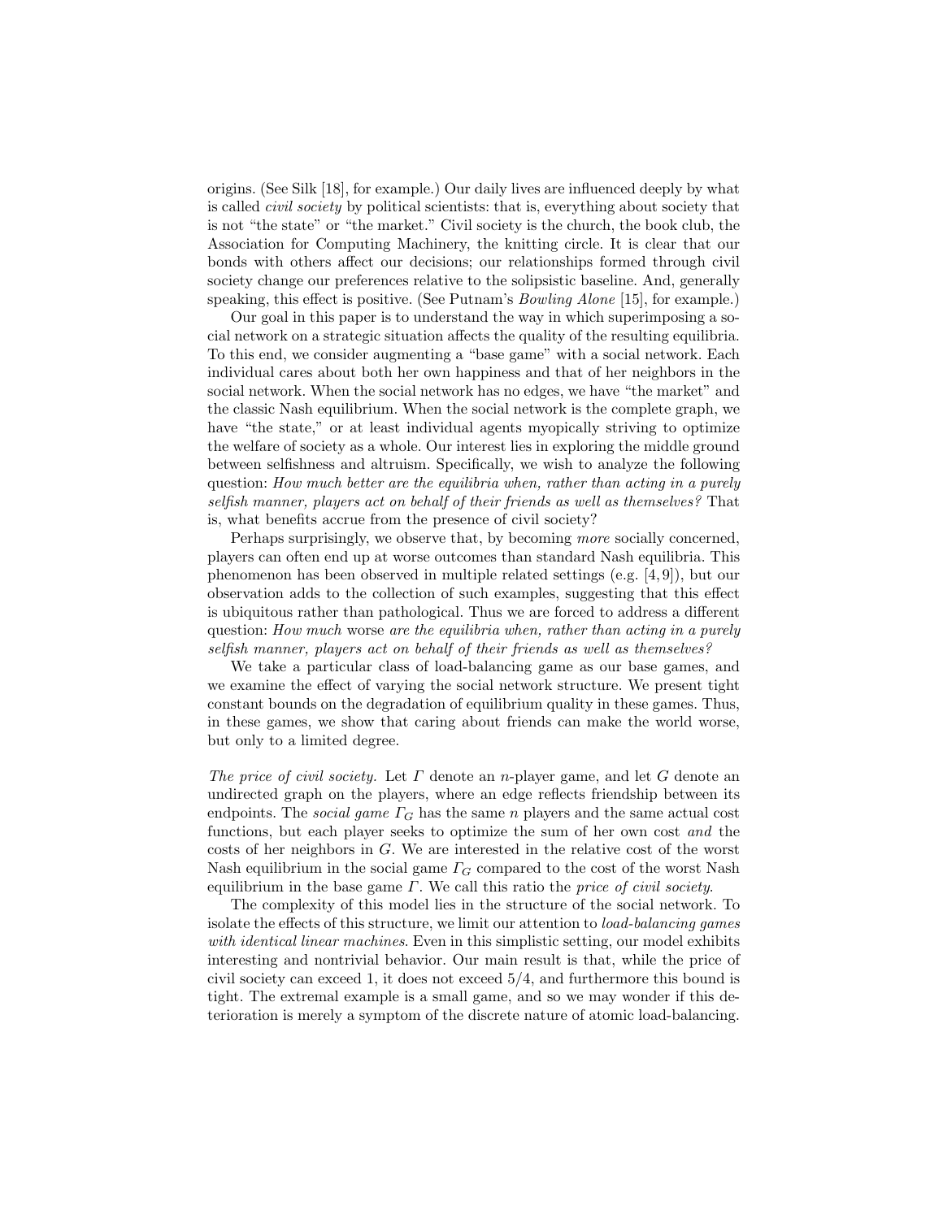origins. (See Silk [18], for example.) Our daily lives are influenced deeply by what is called *civil society* by political scientists: that is, everything about society that is not "the state" or "the market." Civil society is the church, the book club, the Association for Computing Machinery, the knitting circle. It is clear that our bonds with others affect our decisions; our relationships formed through civil society change our preferences relative to the solipsistic baseline. And, generally speaking, this effect is positive. (See Putnam's *Bowling Alone* [15], for example.)

Our goal in this paper is to understand the way in which superimposing a social network on a strategic situation affects the quality of the resulting equilibria. To this end, we consider augmenting a "base game" with a social network. Each individual cares about both her own happiness and that of her neighbors in the social network. When the social network has no edges, we have "the market" and the classic Nash equilibrium. When the social network is the complete graph, we have "the state," or at least individual agents myopically striving to optimize the welfare of society as a whole. Our interest lies in exploring the middle ground between selfishness and altruism. Specifically, we wish to analyze the following question: *How much better are the equilibria when, rather than acting in a purely selfish manner, players act on behalf of their friends as well as themselves?* That is, what benefits accrue from the presence of civil society?

Perhaps surprisingly, we observe that, by becoming *more* socially concerned, players can often end up at worse outcomes than standard Nash equilibria. This phenomenon has been observed in multiple related settings (e.g. [4, 9]), but our observation adds to the collection of such examples, suggesting that this effect is ubiquitous rather than pathological. Thus we are forced to address a different question: *How much* worse *are the equilibria when, rather than acting in a purely selfish manner, players act on behalf of their friends as well as themselves?*

We take a particular class of load-balancing game as our base games, and we examine the effect of varying the social network structure. We present tight constant bounds on the degradation of equilibrium quality in these games. Thus, in these games, we show that caring about friends can make the world worse, but only to a limited degree.

*The price of civil society.* Let $\Gamma$ denote an $n$-player game, and let $G$ denote an undirected graph on the players, where an edge reflects friendship between its endpoints. The *social game* $\Gamma_G$ has the same $n$ players and the same actual cost functions, but each player seeks to optimize the sum of her own cost *and* the costs of her neighbors in $G$. We are interested in the relative cost of the worst Nash equilibrium in the social game $\Gamma_G$ compared to the cost of the worst Nash equilibrium in the base game $\Gamma$. We call this ratio the *price of civil society*.

The complexity of this model lies in the structure of the social network. To isolate the effects of this structure, we limit our attention to *load-balancing games with identical linear machines*. Even in this simplistic setting, our model exhibits interesting and nontrivial behavior. Our main result is that, while the price of civil society can exceed 1, it does not exceed $5/4$, and furthermore this bound is tight. The extremal example is a small game, and so we may wonder if this deterioration is merely a symptom of the discrete nature of atomic load-balancing.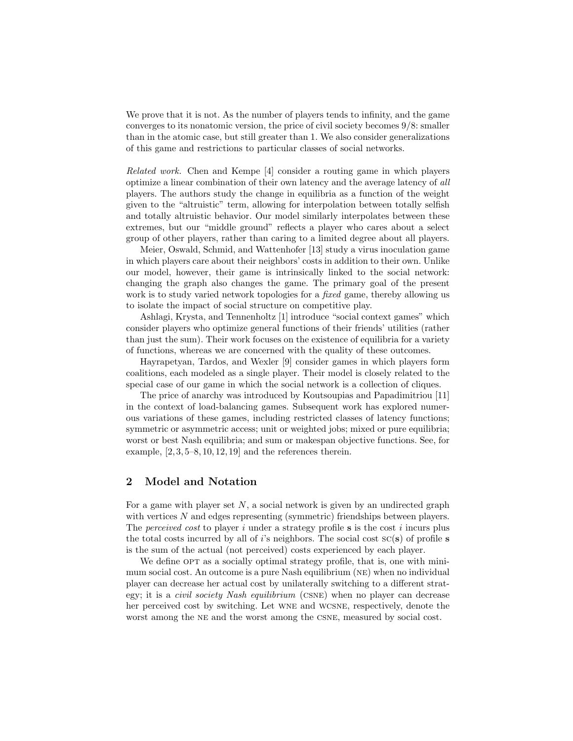We prove that it is not. As the number of players tends to infinity, and the game converges to its nonatomic version, the price of civil society becomes 9/8: smaller than in the atomic case, but still greater than 1. We also consider generalizations of this game and restrictions to particular classes of social networks.

*Related work.* Chen and Kempe [4] consider a routing game in which players optimize a linear combination of their own latency and the average latency of *all* players. The authors study the change in equilibria as a function of the weight given to the "altruistic" term, allowing for interpolation between totally selfish and totally altruistic behavior. Our model similarly interpolates between these extremes, but our "middle ground" reflects a player who cares about a select group of other players, rather than caring to a limited degree about all players.

Meier, Oswald, Schmid, and Wattenhofer [13] study a virus inoculation game in which players care about their neighbors' costs in addition to their own. Unlike our model, however, their game is intrinsically linked to the social network: changing the graph also changes the game. The primary goal of the present work is to study varied network topologies for a *fixed* game, thereby allowing us to isolate the impact of social structure on competitive play.

Ashlagi, Krysta, and Tennenholtz [1] introduce "social context games" which consider players who optimize general functions of their friends' utilities (rather than just the sum). Their work focuses on the existence of equilibria for a variety of functions, whereas we are concerned with the quality of these outcomes.

Hayrapetyan, Tardos, and Wexler [9] consider games in which players form coalitions, each modeled as a single player. Their model is closely related to the special case of our game in which the social network is a collection of cliques.

The price of anarchy was introduced by Koutsoupias and Papadimitriou [11] in the context of load-balancing games. Subsequent work has explored numerous variations of these games, including restricted classes of latency functions; symmetric or asymmetric access; unit or weighted jobs; mixed or pure equilibria; worst or best Nash equilibria; and sum or makespan objective functions. See, for example, [2, 3, 5–8, 10, 12, 19] and the references therein.

## 2 Model and Notation

For a game with player set $N$, a social network is given by an undirected graph with vertices $N$ and edges representing (symmetric) friendships between players. The *perceived cost* to player $i$ under a strategy profile $\mathbf{s}$ is the cost $i$ incurs plus the total costs incurred by all of $i$'s neighbors. The social cost $\text{SC}(\mathbf{s})$ of profile $\mathbf{s}$ is the sum of the actual (not perceived) costs experienced by each player.

We define OPT as a socially optimal strategy profile, that is, one with minimum social cost. An outcome is a pure Nash equilibrium (NE) when no individual player can decrease her actual cost by unilaterally switching to a different strategy; it is a *civil society Nash equilibrium* (CSNE) when no player can decrease her perceived cost by switching. Let WNE and WCSNE, respectively, denote the worst among the NE and the worst among the CSNE, measured by social cost.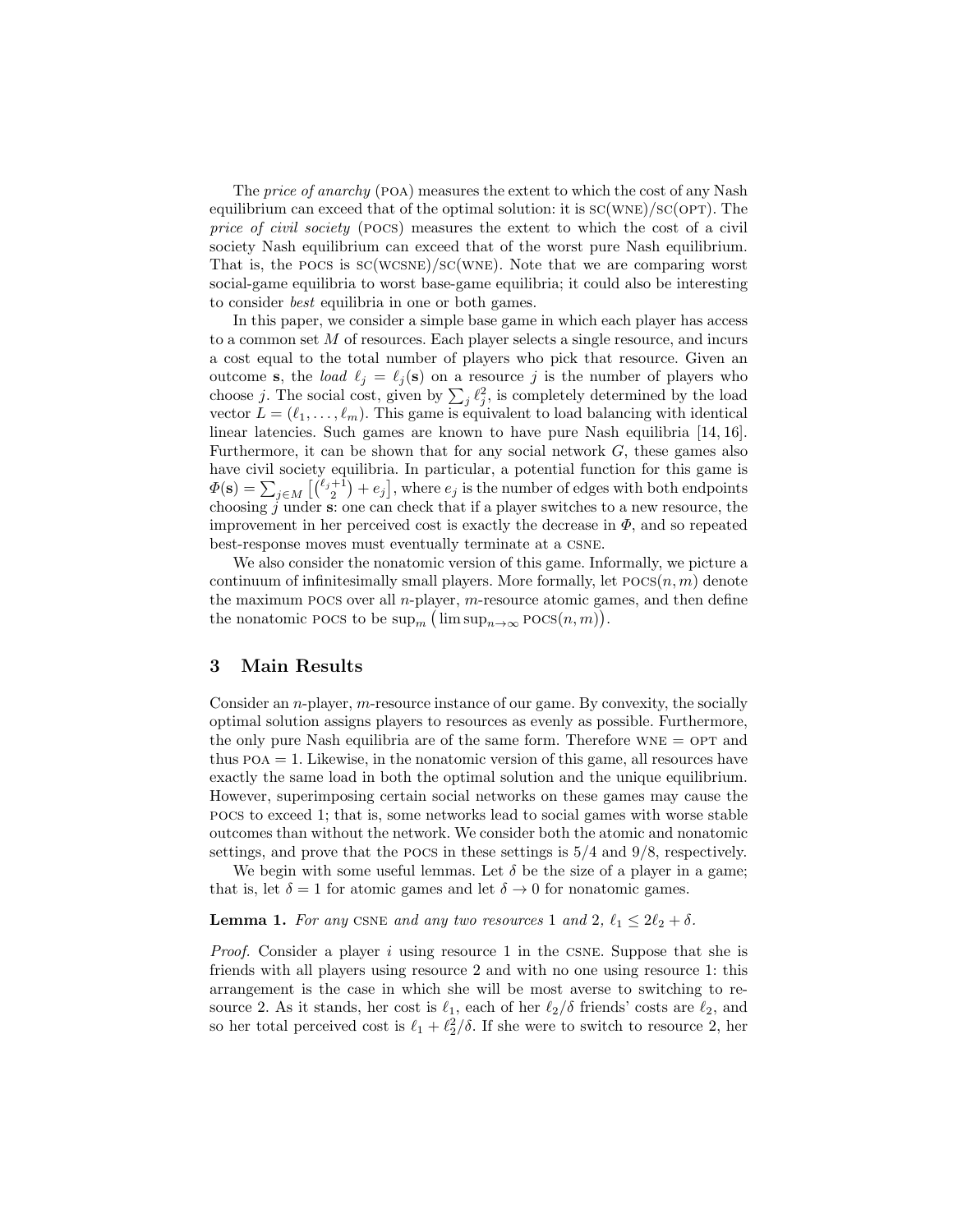The *price of anarchy* (POA) measures the extent to which the cost of any Nash equilibrium can exceed that of the optimal solution: it is SC(WNE)/SC(OPT). The *price of civil society* (POCS) measures the extent to which the cost of a civil society Nash equilibrium can exceed that of the worst pure Nash equilibrium. That is, the POCS is SC(WCSNE)/SC(WNE). Note that we are comparing worst social-game equilibria to worst base-game equilibria; it could also be interesting to consider *best* equilibria in one or both games.

In this paper, we consider a simple base game in which each player has access to a common set $M$ of resources. Each player selects a single resource, and incurs a cost equal to the total number of players who pick that resource. Given an outcome $\mathbf{s}$, the *load* $\ell_j = \ell_j(\mathbf{s})$ on a resource $j$ is the number of players who choose $j$. The social cost, given by $\sum_j \ell_j^2$, is completely determined by the load vector $L = (\ell_1, \ldots, \ell_m)$. This game is equivalent to load balancing with identical linear latencies. Such games are known to have pure Nash equilibria [14, 16]. Furthermore, it can be shown that for any social network $G$, these games also have civil society equilibria. In particular, a potential function for this game is $\Phi(\mathbf{s}) = \sum_{j \in M} \left[\binom{\ell_j+1}{2} + e_j\right]$, where $e_j$ is the number of edges with both endpoints choosing $j$ under $\mathbf{s}$: one can check that if a player switches to a new resource, the improvement in her perceived cost is exactly the decrease in $\Phi$, and so repeated best-response moves must eventually terminate at a CSNE.

We also consider the nonatomic version of this game. Informally, we picture a continuum of infinitesimally small players. More formally, let POCS$(n, m)$ denote the maximum POCS over all $n$-player, $m$-resource atomic games, and then define the nonatomic POCS to be $\sup_m \left(\limsup_{n\to\infty} \text{POCS}(n, m)\right)$.

## 3 Main Results

Consider an $n$-player, $m$-resource instance of our game. By convexity, the socially optimal solution assigns players to resources as evenly as possible. Furthermore, the only pure Nash equilibria are of the same form. Therefore WNE = OPT and thus POA = 1. Likewise, in the nonatomic version of this game, all resources have exactly the same load in both the optimal solution and the unique equilibrium. However, superimposing certain social networks on these games may cause the POCS to exceed 1; that is, some networks lead to social games with worse stable outcomes than without the network. We consider both the atomic and nonatomic settings, and prove that the POCS in these settings is 5/4 and 9/8, respectively.

We begin with some useful lemmas. Let $\delta$ be the size of a player in a game; that is, let $\delta = 1$ for atomic games and let $\delta \to 0$ for nonatomic games.

**Lemma 1.** *For any* CSNE *and any two resources* 1 *and* 2*,* $\ell_1 \leq 2\ell_2 + \delta$.

*Proof.* Consider a player $i$ using resource 1 in the CSNE. Suppose that she is friends with all players using resource 2 and with no one using resource 1: this arrangement is the case in which she will be most averse to switching to resource 2. As it stands, her cost is $\ell_1$, each of her $\ell_2/\delta$ friends' costs are $\ell_2$, and so her total perceived cost is $\ell_1 + \ell_2^2/\delta$. If she were to switch to resource 2, her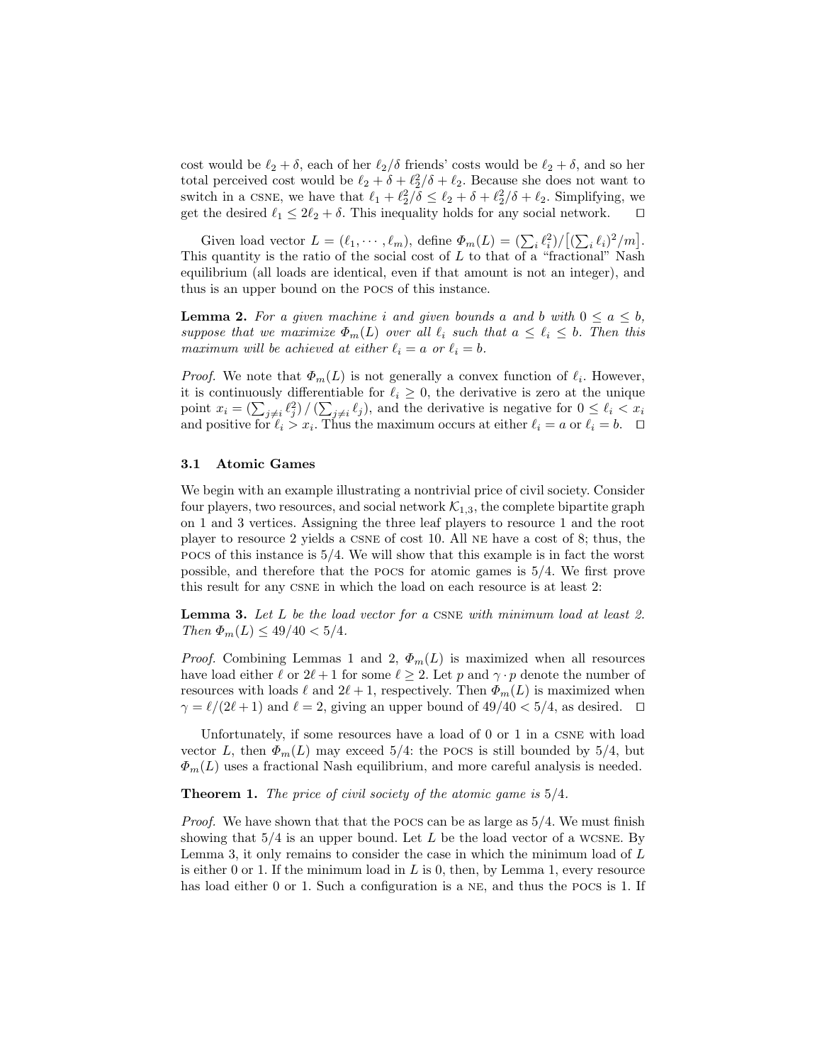cost would be $\ell_2 + \delta$, each of her $\ell_2/\delta$ friends' costs would be $\ell_2 + \delta$, and so her total perceived cost would be $\ell_2 + \delta + \ell_2^2/\delta + \ell_2$. Because she does not want to switch in a CSNE, we have that $\ell_1 + \ell_2^2/\delta \leq \ell_2 + \delta + \ell_2^2/\delta + \ell_2$. Simplifying, we get the desired $\ell_1 \leq 2\ell_2 + \delta$. This inequality holds for any social network. □

Given load vector $L = (\ell_1, \cdots, \ell_m)$, define $\Phi_m(L) = (\sum_i \ell_i^2)/\left[(\sum_i \ell_i)^2/m\right]$. This quantity is the ratio of the social cost of $L$ to that of a "fractional" Nash equilibrium (all loads are identical, even if that amount is not an integer), and thus is an upper bound on the POCS of this instance.

**Lemma 2.** *For a given machine $i$ and given bounds $a$ and $b$ with $0 \leq a \leq b$, suppose that we maximize $\Phi_m(L)$ over all $\ell_i$ such that $a \leq \ell_i \leq b$. Then this maximum will be achieved at either $\ell_i = a$ or $\ell_i = b$.*

*Proof.* We note that $\Phi_m(L)$ is not generally a convex function of $\ell_i$. However, it is continuously differentiable for $\ell_i \geq 0$, the derivative is zero at the unique point $x_i = (\sum_{j \neq i} \ell_j^2) / (\sum_{j \neq i} \ell_j)$, and the derivative is negative for $0 \leq \ell_i < x_i$ and positive for $\ell_i > x_i$. Thus the maximum occurs at either $\ell_i = a$ or $\ell_i = b$. □

### 3.1 Atomic Games

We begin with an example illustrating a nontrivial price of civil society. Consider four players, two resources, and social network $\mathcal{K}_{1,3}$, the complete bipartite graph on 1 and 3 vertices. Assigning the three leaf players to resource 1 and the root player to resource 2 yields a CSNE of cost 10. All NE have a cost of 8; thus, the POCS of this instance is 5/4. We will show that this example is in fact the worst possible, and therefore that the POCS for atomic games is 5/4. We first prove this result for any CSNE in which the load on each resource is at least 2:

**Lemma 3.** *Let $L$ be the load vector for a CSNE with minimum load at least 2. Then $\Phi_m(L) \leq 49/40 < 5/4$.*

*Proof.* Combining Lemmas 1 and 2, $\Phi_m(L)$ is maximized when all resources have load either $\ell$ or $2\ell + 1$ for some $\ell \geq 2$. Let $p$ and $\gamma \cdot p$ denote the number of resources with loads $\ell$ and $2\ell + 1$, respectively. Then $\Phi_m(L)$ is maximized when $\gamma = \ell/(2\ell + 1)$ and $\ell = 2$, giving an upper bound of $49/40 < 5/4$, as desired. □

Unfortunately, if some resources have a load of 0 or 1 in a CSNE with load vector $L$, then $\Phi_m(L)$ may exceed 5/4: the POCS is still bounded by 5/4, but $\Phi_m(L)$ uses a fractional Nash equilibrium, and more careful analysis is needed.

**Theorem 1.** *The price of civil society of the atomic game is 5/4.*

*Proof.* We have shown that that the POCS can be as large as 5/4. We must finish showing that 5/4 is an upper bound. Let $L$ be the load vector of a WCSNE. By Lemma 3, it only remains to consider the case in which the minimum load of $L$ is either 0 or 1. If the minimum load in $L$ is 0, then, by Lemma 1, every resource has load either 0 or 1. Such a configuration is a NE, and thus the POCS is 1. If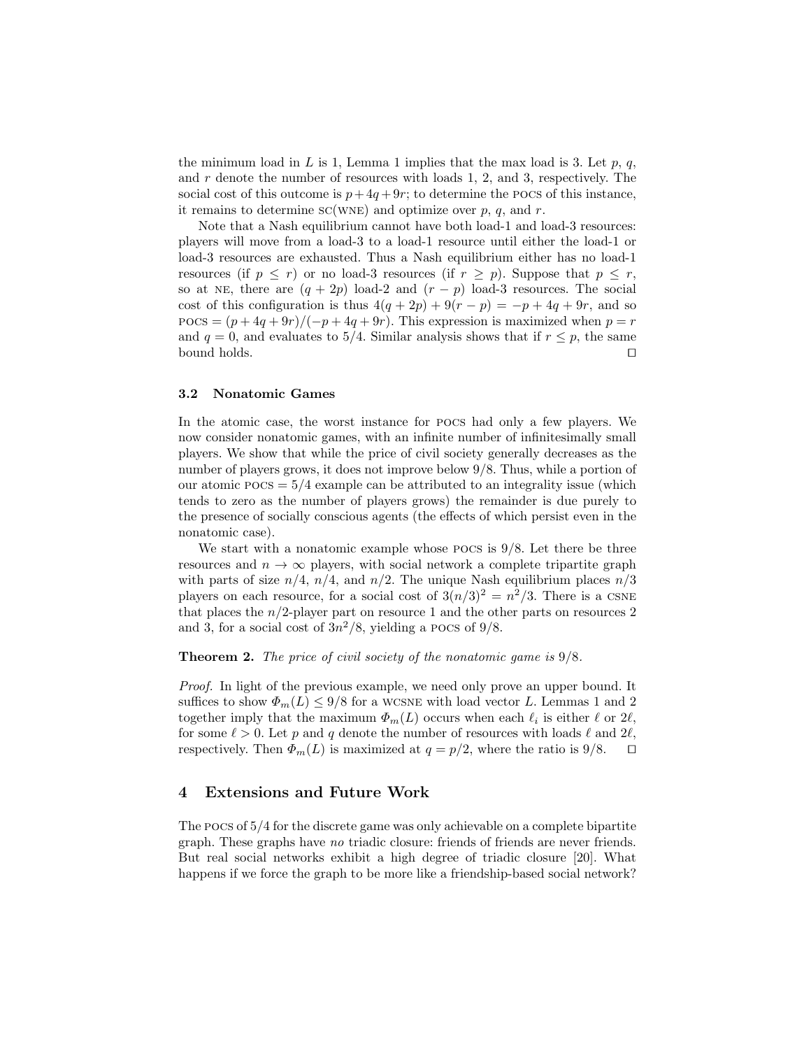the minimum load in $L$ is 1, Lemma 1 implies that the max load is 3. Let $p$, $q$, and $r$ denote the number of resources with loads 1, 2, and 3, respectively. The social cost of this outcome is $p+4q+9r$; to determine the POCS of this instance, it remains to determine SC(WNE) and optimize over $p$, $q$, and $r$.

Note that a Nash equilibrium cannot have both load-1 and load-3 resources: players will move from a load-3 to a load-1 resource until either the load-1 or load-3 resources are exhausted. Thus a Nash equilibrium either has no load-1 resources (if $p \leq r$) or no load-3 resources (if $r \geq p$). Suppose that $p \leq r$, so at NE, there are $(q + 2p)$ load-2 and $(r - p)$ load-3 resources. The social cost of this configuration is thus $4(q + 2p) + 9(r - p) = -p + 4q + 9r$, and so $\text{POCS} = (p + 4q + 9r)/(-p + 4q + 9r)$. This expression is maximized when $p = r$ and $q = 0$, and evaluates to $5/4$. Similar analysis shows that if $r \leq p$, the same bound holds. □

### 3.2 Nonatomic Games

In the atomic case, the worst instance for POCS had only a few players. We now consider nonatomic games, with an infinite number of infinitesimally small players. We show that while the price of civil society generally decreases as the number of players grows, it does not improve below $9/8$. Thus, while a portion of our atomic $\text{POCS} = 5/4$ example can be attributed to an integrality issue (which tends to zero as the number of players grows) the remainder is due purely to the presence of socially conscious agents (the effects of which persist even in the nonatomic case).

We start with a nonatomic example whose POCS is $9/8$. Let there be three resources and $n \to \infty$ players, with social network a complete tripartite graph with parts of size $n/4$, $n/4$, and $n/2$. The unique Nash equilibrium places $n/3$ players on each resource, for a social cost of $3(n/3)^2 = n^2/3$. There is a CSNE that places the $n/2$-player part on resource 1 and the other parts on resources 2 and 3, for a social cost of $3n^2/8$, yielding a POCS of $9/8$.

**Theorem 2.** *The price of civil society of the nonatomic game is* $9/8$*.*

*Proof.* In light of the previous example, we need only prove an upper bound. It suffices to show $\Phi_m(L) \leq 9/8$ for a WCSNE with load vector $L$. Lemmas 1 and 2 together imply that the maximum $\Phi_m(L)$ occurs when each $\ell_i$ is either $\ell$ or $2\ell$, for some $\ell > 0$. Let $p$ and $q$ denote the number of resources with loads $\ell$ and $2\ell$, respectively. Then $\Phi_m(L)$ is maximized at $q = p/2$, where the ratio is $9/8$. □

## 4 Extensions and Future Work

The POCS of $5/4$ for the discrete game was only achievable on a complete bipartite graph. These graphs have *no* triadic closure: friends of friends are never friends. But real social networks exhibit a high degree of triadic closure [20]. What happens if we force the graph to be more like a friendship-based social network?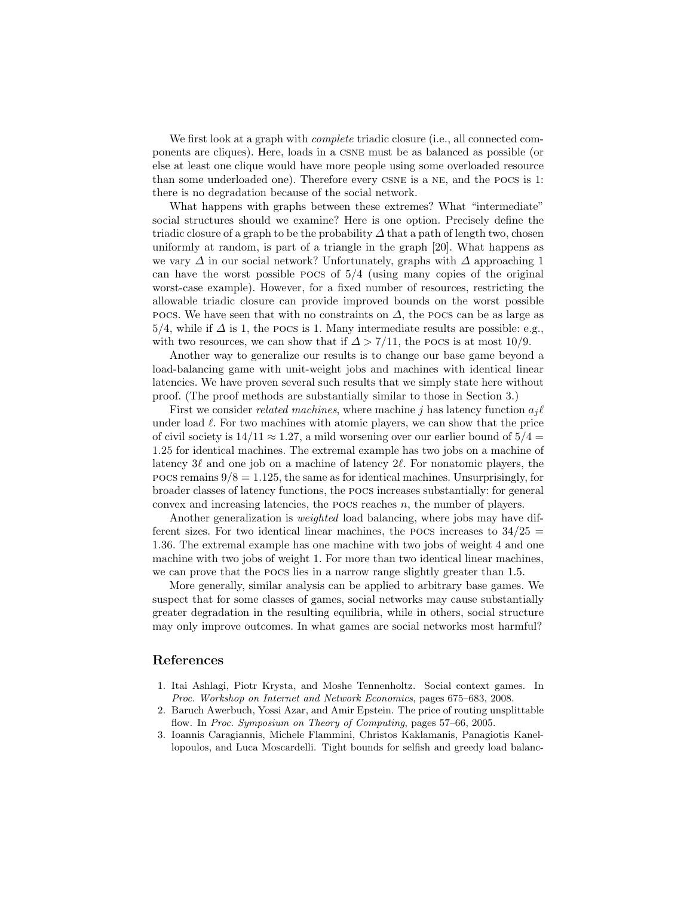We first look at a graph with *complete* triadic closure (i.e., all connected components are cliques). Here, loads in a CSNE must be as balanced as possible (or else at least one clique would have more people using some overloaded resource than some underloaded one). Therefore every CSNE is a NE, and the POCS is 1: there is no degradation because of the social network.

What happens with graphs between these extremes? What "intermediate" social structures should we examine? Here is one option. Precisely define the triadic closure of a graph to be the probability $\Delta$ that a path of length two, chosen uniformly at random, is part of a triangle in the graph [20]. What happens as we vary $\Delta$ in our social network? Unfortunately, graphs with $\Delta$ approaching 1 can have the worst possible POCS of $5/4$ (using many copies of the original worst-case example). However, for a fixed number of resources, restricting the allowable triadic closure can provide improved bounds on the worst possible POCS. We have seen that with no constraints on $\Delta$, the POCS can be as large as $5/4$, while if $\Delta$ is 1, the POCS is 1. Many intermediate results are possible: e.g., with two resources, we can show that if $\Delta > 7/11$, the POCS is at most $10/9$.

Another way to generalize our results is to change our base game beyond a load-balancing game with unit-weight jobs and machines with identical linear latencies. We have proven several such results that we simply state here without proof. (The proof methods are substantially similar to those in Section 3.)

First we consider *related machines*, where machine $j$ has latency function $a_j \ell$ under load $\ell$. For two machines with atomic players, we can show that the price of civil society is $14/11 \approx 1.27$, a mild worsening over our earlier bound of $5/4 = 1.25$ for identical machines. The extremal example has two jobs on a machine of latency $3\ell$ and one job on a machine of latency $2\ell$. For nonatomic players, the POCS remains $9/8 = 1.125$, the same as for identical machines. Unsurprisingly, for broader classes of latency functions, the POCS increases substantially: for general convex and increasing latencies, the POCS reaches $n$, the number of players.

Another generalization is *weighted* load balancing, where jobs may have different sizes. For two identical linear machines, the POCS increases to $34/25 = 1.36$. The extremal example has one machine with two jobs of weight 4 and one machine with two jobs of weight 1. For more than two identical linear machines, we can prove that the POCS lies in a narrow range slightly greater than 1.5.

More generally, similar analysis can be applied to arbitrary base games. We suspect that for some classes of games, social networks may cause substantially greater degradation in the resulting equilibria, while in others, social structure may only improve outcomes. In what games are social networks most harmful?

## References

1. Itai Ashlagi, Piotr Krysta, and Moshe Tennenholtz. Social context games. In *Proc. Workshop on Internet and Network Economics*, pages 675–683, 2008.
2. Baruch Awerbuch, Yossi Azar, and Amir Epstein. The price of routing unsplittable flow. In *Proc. Symposium on Theory of Computing*, pages 57–66, 2005.
3. Ioannis Caragiannis, Michele Flammini, Christos Kaklamanis, Panagiotis Kanellopoulos, and Luca Moscardelli. Tight bounds for selfish and greedy load balanc-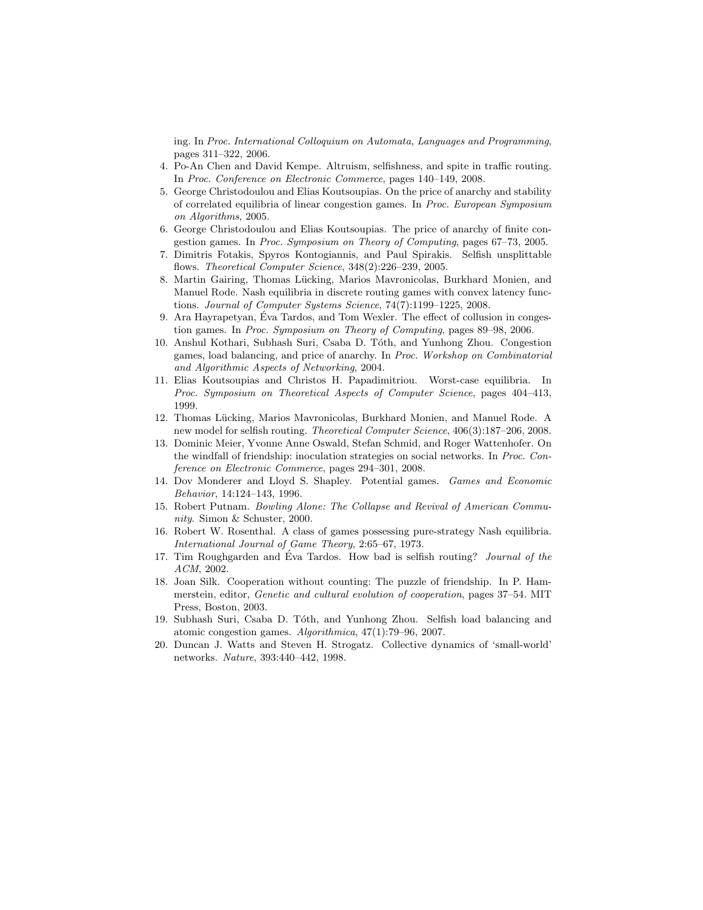ing. In *Proc. International Colloquium on Automata, Languages and Programming*, pages 311–322, 2006.

4. Po-An Chen and David Kempe. Altruism, selfishness, and spite in traffic routing. In *Proc. Conference on Electronic Commerce*, pages 140–149, 2008.
5. George Christodoulou and Elias Koutsoupias. On the price of anarchy and stability of correlated equilibria of linear congestion games. In *Proc. European Symposium on Algorithms*, 2005.
6. George Christodoulou and Elias Koutsoupias. The price of anarchy of finite congestion games. In *Proc. Symposium on Theory of Computing*, pages 67–73, 2005.
7. Dimitris Fotakis, Spyros Kontogiannis, and Paul Spirakis. Selfish unsplittable flows. *Theoretical Computer Science*, 348(2):226–239, 2005.
8. Martin Gairing, Thomas Lücking, Marios Mavronicolas, Burkhard Monien, and Manuel Rode. Nash equilibria in discrete routing games with convex latency functions. *Journal of Computer Systems Science*, 74(7):1199–1225, 2008.
9. Ara Hayrapetyan, Éva Tardos, and Tom Wexler. The effect of collusion in congestion games. In *Proc. Symposium on Theory of Computing*, pages 89–98, 2006.
10. Anshul Kothari, Subhash Suri, Csaba D. Tóth, and Yunhong Zhou. Congestion games, load balancing, and price of anarchy. In *Proc. Workshop on Combinatorial and Algorithmic Aspects of Networking*, 2004.
11. Elias Koutsoupias and Christos H. Papadimitriou. Worst-case equilibria. In *Proc. Symposium on Theoretical Aspects of Computer Science*, pages 404–413, 1999.
12. Thomas Lücking, Marios Mavronicolas, Burkhard Monien, and Manuel Rode. A new model for selfish routing. *Theoretical Computer Science*, 406(3):187–206, 2008.
13. Dominic Meier, Yvonne Anne Oswald, Stefan Schmid, and Roger Wattenhofer. On the windfall of friendship: inoculation strategies on social networks. In *Proc. Conference on Electronic Commerce*, pages 294–301, 2008.
14. Dov Monderer and Lloyd S. Shapley. Potential games. *Games and Economic Behavior*, 14:124–143, 1996.
15. Robert Putnam. *Bowling Alone: The Collapse and Revival of American Community*. Simon & Schuster, 2000.
16. Robert W. Rosenthal. A class of games possessing pure-strategy Nash equilibria. *International Journal of Game Theory*, 2:65–67, 1973.
17. Tim Roughgarden and Éva Tardos. How bad is selfish routing? *Journal of the ACM*, 2002.
18. Joan Silk. Cooperation without counting: The puzzle of friendship. In P. Hammerstein, editor, *Genetic and cultural evolution of cooperation*, pages 37–54. MIT Press, Boston, 2003.
19. Subhash Suri, Csaba D. Tóth, and Yunhong Zhou. Selfish load balancing and atomic congestion games. *Algorithmica*, 47(1):79–96, 2007.
20. Duncan J. Watts and Steven H. Strogatz. Collective dynamics of 'small-world' networks. *Nature*, 393:440–442, 1998.